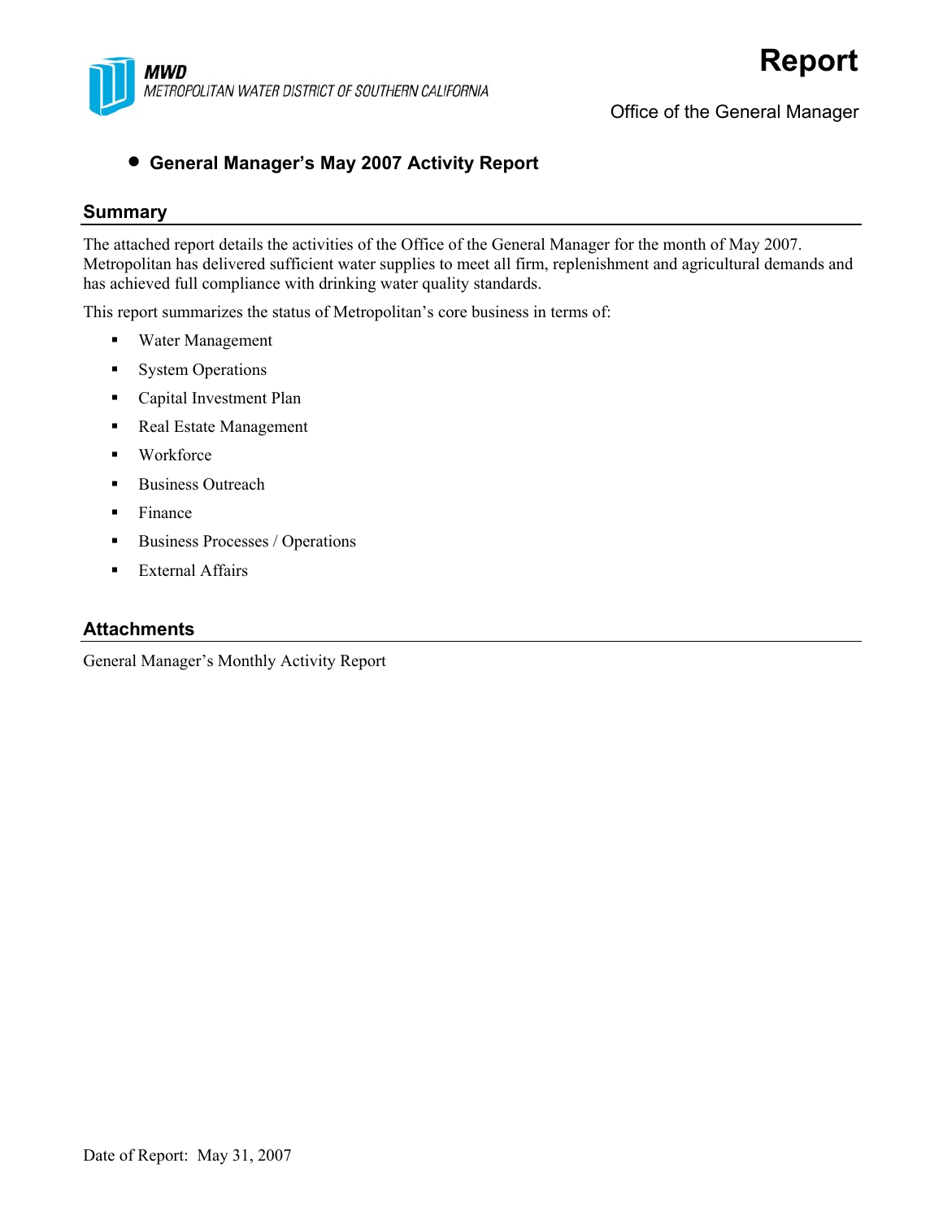**MWD**
*METROPOLITAN WATER DISTRICT OF SOUTHERN CALIFORNIA*

# Report

Office of the General Manager

- **General Manager's May 2007 Activity Report**

## Summary

The attached report details the activities of the Office of the General Manager for the month of May 2007. Metropolitan has delivered sufficient water supplies to meet all firm, replenishment and agricultural demands and has achieved full compliance with drinking water quality standards.

This report summarizes the status of Metropolitan's core business in terms of:

- Water Management
- System Operations
- Capital Investment Plan
- Real Estate Management
- Workforce
- Business Outreach
- Finance
- Business Processes / Operations
- External Affairs

## Attachments

General Manager's Monthly Activity Report

Date of Report: May 31, 2007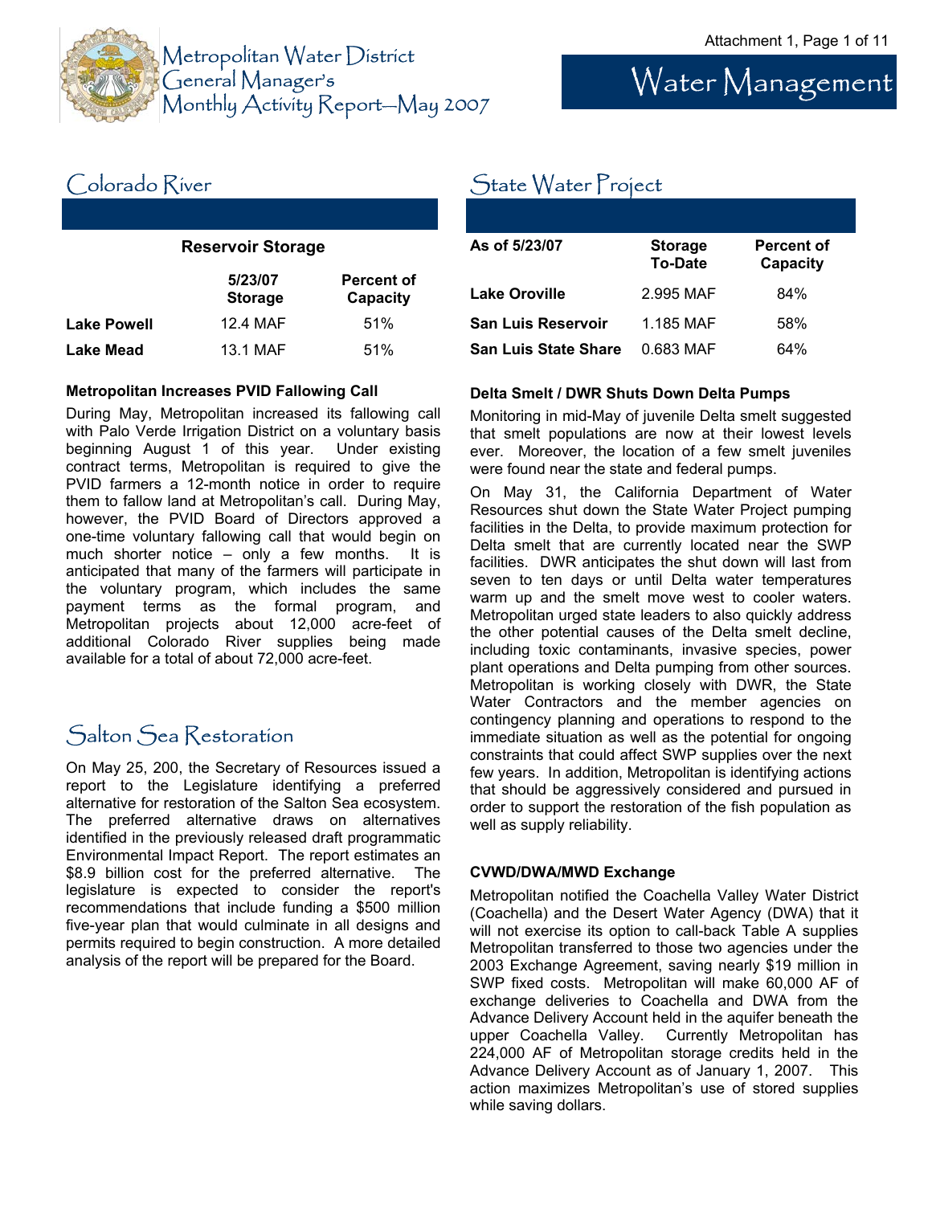# Metropolitan Water District General Manager's Monthly Activity Report—May 2007

# Water Management

## Colorado River

**Reservoir Storage**

| | 5/23/07 Storage | Percent of Capacity |
|---|---|---|
| **Lake Powell** | 12.4 MAF | 51% |
| **Lake Mead** | 13.1 MAF | 51% |

### Metropolitan Increases PVID Fallowing Call

During May, Metropolitan increased its fallowing call with Palo Verde Irrigation District on a voluntary basis beginning August 1 of this year. Under existing contract terms, Metropolitan is required to give the PVID farmers a 12-month notice in order to require them to fallow land at Metropolitan's call. During May, however, the PVID Board of Directors approved a one-time voluntary fallowing call that would begin on much shorter notice – only a few months. It is anticipated that many of the farmers will participate in the voluntary program, which includes the same payment terms as the formal program, and Metropolitan projects about 12,000 acre-feet of additional Colorado River supplies being made available for a total of about 72,000 acre-feet.

## Salton Sea Restoration

On May 25, 200, the Secretary of Resources issued a report to the Legislature identifying a preferred alternative for restoration of the Salton Sea ecosystem. The preferred alternative draws on alternatives identified in the previously released draft programmatic Environmental Impact Report. The report estimates an $8.9 billion cost for the preferred alternative. The legislature is expected to consider the report's recommendations that include funding a $500 million five-year plan that would culminate in all designs and permits required to begin construction. A more detailed analysis of the report will be prepared for the Board.

## State Water Project

| As of 5/23/07 | Storage To-Date | Percent of Capacity |
|---|---|---|
| **Lake Oroville** | 2.995 MAF | 84% |
| **San Luis Reservoir** | 1.185 MAF | 58% |
| **San Luis State Share** | 0.683 MAF | 64% |

### Delta Smelt / DWR Shuts Down Delta Pumps

Monitoring in mid-May of juvenile Delta smelt suggested that smelt populations are now at their lowest levels ever. Moreover, the location of a few smelt juveniles were found near the state and federal pumps.

On May 31, the California Department of Water Resources shut down the State Water Project pumping facilities in the Delta, to provide maximum protection for Delta smelt that are currently located near the SWP facilities. DWR anticipates the shut down will last from seven to ten days or until Delta water temperatures warm up and the smelt move west to cooler waters. Metropolitan urged state leaders to also quickly address the other potential causes of the Delta smelt decline, including toxic contaminants, invasive species, power plant operations and Delta pumping from other sources. Metropolitan is working closely with DWR, the State Water Contractors and the member agencies on contingency planning and operations to respond to the immediate situation as well as the potential for ongoing constraints that could affect SWP supplies over the next few years. In addition, Metropolitan is identifying actions that should be aggressively considered and pursued in order to support the restoration of the fish population as well as supply reliability.

### CVWD/DWA/MWD Exchange

Metropolitan notified the Coachella Valley Water District (Coachella) and the Desert Water Agency (DWA) that it will not exercise its option to call-back Table A supplies Metropolitan transferred to those two agencies under the 2003 Exchange Agreement, saving nearly $19 million in SWP fixed costs. Metropolitan will make 60,000 AF of exchange deliveries to Coachella and DWA from the Advance Delivery Account held in the aquifer beneath the upper Coachella Valley. Currently Metropolitan has 224,000 AF of Metropolitan storage credits held in the Advance Delivery Account as of January 1, 2007. This action maximizes Metropolitan's use of stored supplies while saving dollars.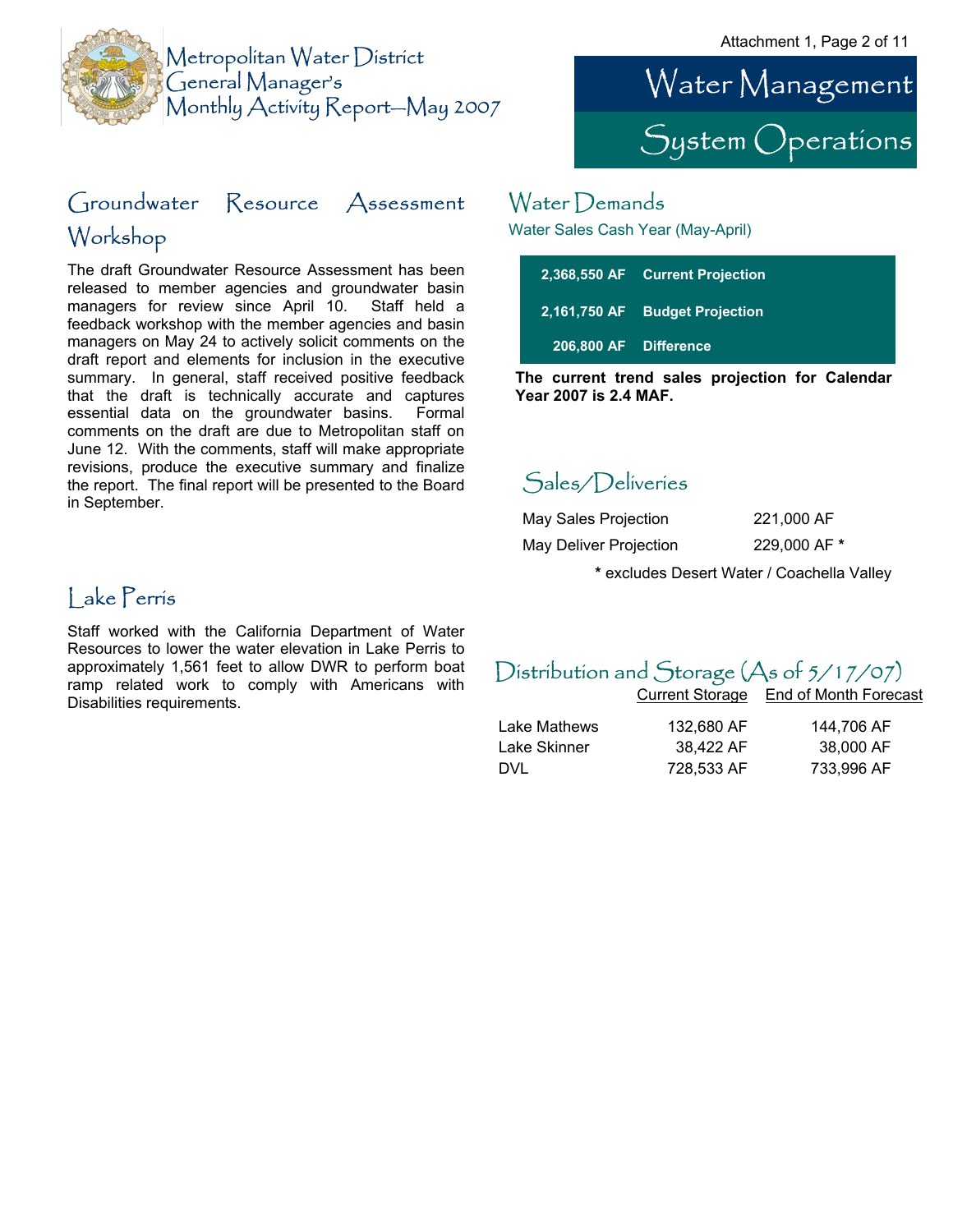# Metropolitan Water District General Manager's Monthly Activity Report—May 2007

# Water Management

## System Operations

## Groundwater Resource Assessment Workshop

The draft Groundwater Resource Assessment has been released to member agencies and groundwater basin managers for review since April 10. Staff held a feedback workshop with the member agencies and basin managers on May 24 to actively solicit comments on the draft report and elements for inclusion in the executive summary. In general, staff received positive feedback that the draft is technically accurate and captures essential data on the groundwater basins. Formal comments on the draft are due to Metropolitan staff on June 12. With the comments, staff will make appropriate revisions, produce the executive summary and finalize the report. The final report will be presented to the Board in September.

## Lake Perris

Staff worked with the California Department of Water Resources to lower the water elevation in Lake Perris to approximately 1,561 feet to allow DWR to perform boat ramp related work to comply with Americans with Disabilities requirements.

## Water Demands

Water Sales Cash Year (May-April)

| | |
|---|---|
| **2,368,550 AF** | **Current Projection** |
| **2,161,750 AF** | **Budget Projection** |
| **206,800 AF** | **Difference** |

**The current trend sales projection for Calendar Year 2007 is 2.4 MAF.**

## Sales/Deliveries

| | |
|---|---|
| May Sales Projection | 221,000 AF |
| May Deliver Projection | 229,000 AF * |

\* excludes Desert Water / Coachella Valley

## Distribution and Storage (As of 5/17/07)

| | Current Storage | End of Month Forecast |
|---|---|---|
| Lake Mathews | 132,680 AF | 144,706 AF |
| Lake Skinner | 38,422 AF | 38,000 AF |
| DVL | 728,533 AF | 733,996 AF |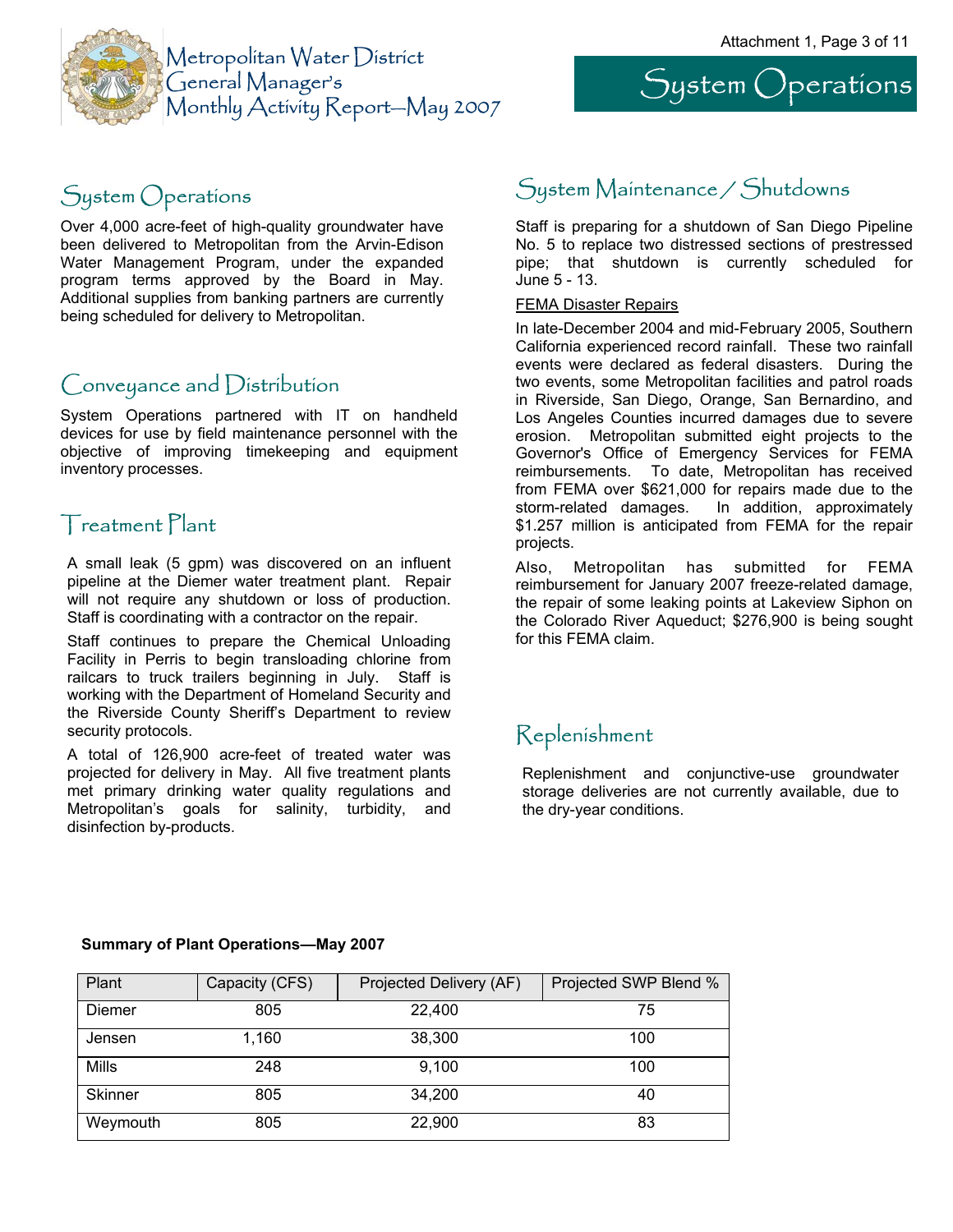# System Operations

## System Operations

Over 4,000 acre-feet of high-quality groundwater have been delivered to Metropolitan from the Arvin-Edison Water Management Program, under the expanded program terms approved by the Board in May. Additional supplies from banking partners are currently being scheduled for delivery to Metropolitan.

## Conveyance and Distribution

System Operations partnered with IT on handheld devices for use by field maintenance personnel with the objective of improving timekeeping and equipment inventory processes.

## Treatment Plant

A small leak (5 gpm) was discovered on an influent pipeline at the Diemer water treatment plant. Repair will not require any shutdown or loss of production. Staff is coordinating with a contractor on the repair.

Staff continues to prepare the Chemical Unloading Facility in Perris to begin transloading chlorine from railcars to truck trailers beginning in July. Staff is working with the Department of Homeland Security and the Riverside County Sheriff's Department to review security protocols.

A total of 126,900 acre-feet of treated water was projected for delivery in May. All five treatment plants met primary drinking water quality regulations and Metropolitan's goals for salinity, turbidity, and disinfection by-products.

## System Maintenance / Shutdowns

Staff is preparing for a shutdown of San Diego Pipeline No. 5 to replace two distressed sections of prestressed pipe; that shutdown is currently scheduled for June 5 - 13.

### FEMA Disaster Repairs

In late-December 2004 and mid-February 2005, Southern California experienced record rainfall. These two rainfall events were declared as federal disasters. During the two events, some Metropolitan facilities and patrol roads in Riverside, San Diego, Orange, San Bernardino, and Los Angeles Counties incurred damages due to severe erosion. Metropolitan submitted eight projects to the Governor's Office of Emergency Services for FEMA reimbursements. To date, Metropolitan has received from FEMA over $621,000 for repairs made due to the storm-related damages. In addition, approximately $1.257 million is anticipated from FEMA for the repair projects.

Also, Metropolitan has submitted for FEMA reimbursement for January 2007 freeze-related damage, the repair of some leaking points at Lakeview Siphon on the Colorado River Aqueduct; $276,900 is being sought for this FEMA claim.

## Replenishment

Replenishment and conjunctive-use groundwater storage deliveries are not currently available, due to the dry-year conditions.

**Summary of Plant Operations—May 2007**

| Plant | Capacity (CFS) | Projected Delivery (AF) | Projected SWP Blend % |
|---|---|---|---|
| Diemer | 805 | 22,400 | 75 |
| Jensen | 1,160 | 38,300 | 100 |
| Mills | 248 | 9,100 | 100 |
| Skinner | 805 | 34,200 | 40 |
| Weymouth | 805 | 22,900 | 83 |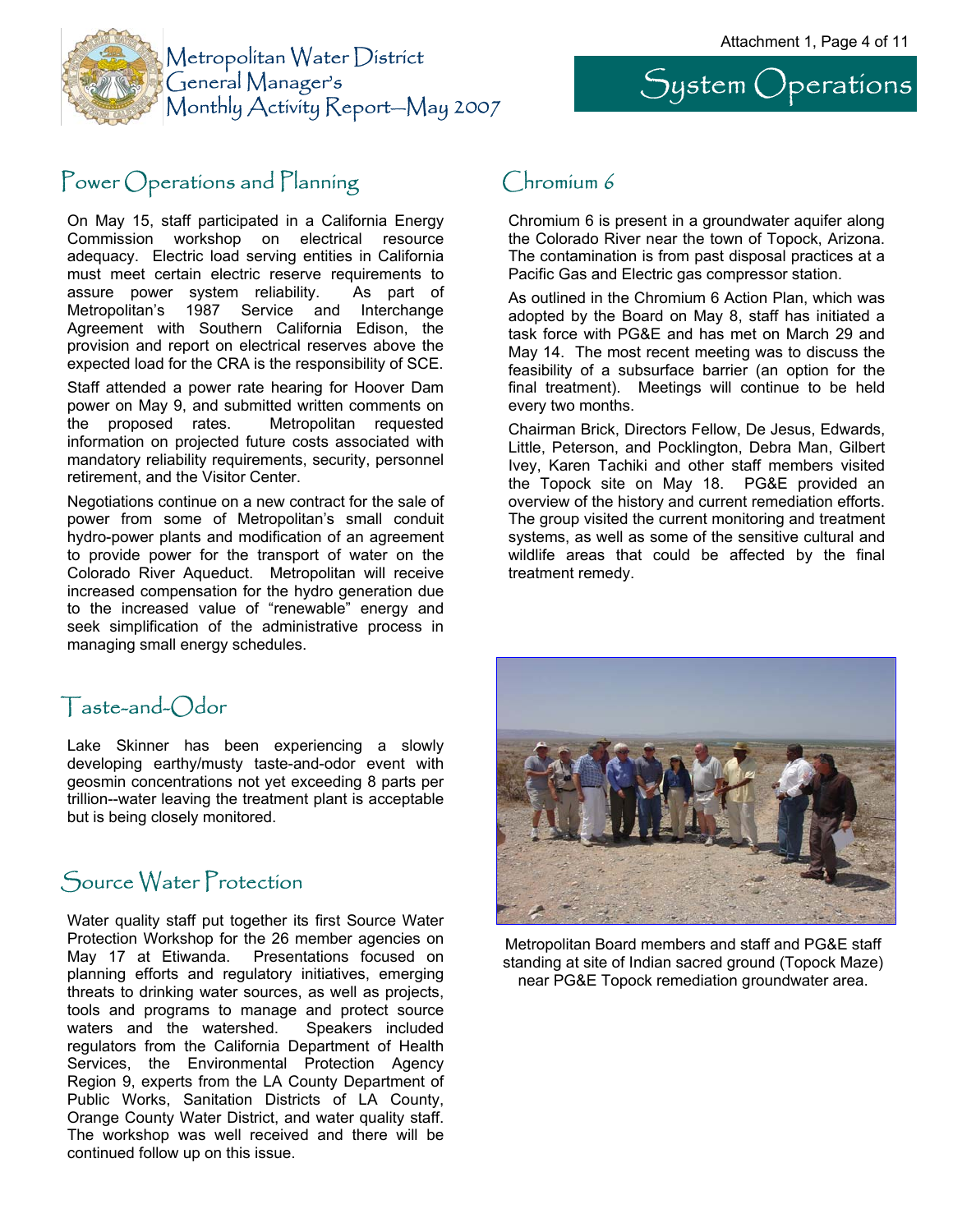# Metropolitan Water District General Manager's Monthly Activity Report—May 2007

# System Operations

## Power Operations and Planning

On May 15, staff participated in a California Energy Commission workshop on electrical resource adequacy. Electric load serving entities in California must meet certain electric reserve requirements to assure power system reliability. As part of Metropolitan's 1987 Service and Interchange Agreement with Southern California Edison, the provision and report on electrical reserves above the expected load for the CRA is the responsibility of SCE.

Staff attended a power rate hearing for Hoover Dam power on May 9, and submitted written comments on the proposed rates. Metropolitan requested information on projected future costs associated with mandatory reliability requirements, security, personnel retirement, and the Visitor Center.

Negotiations continue on a new contract for the sale of power from some of Metropolitan's small conduit hydro-power plants and modification of an agreement to provide power for the transport of water on the Colorado River Aqueduct. Metropolitan will receive increased compensation for the hydro generation due to the increased value of "renewable" energy and seek simplification of the administrative process in managing small energy schedules.

## Taste-and-Odor

Lake Skinner has been experiencing a slowly developing earthy/musty taste-and-odor event with geosmin concentrations not yet exceeding 8 parts per trillion--water leaving the treatment plant is acceptable but is being closely monitored.

## Source Water Protection

Water quality staff put together its first Source Water Protection Workshop for the 26 member agencies on May 17 at Etiwanda. Presentations focused on planning efforts and regulatory initiatives, emerging threats to drinking water sources, as well as projects, tools and programs to manage and protect source waters and the watershed. Speakers included regulators from the California Department of Health Services, the Environmental Protection Agency Region 9, experts from the LA County Department of Public Works, Sanitation Districts of LA County, Orange County Water District, and water quality staff. The workshop was well received and there will be continued follow up on this issue.

## Chromium 6

Chromium 6 is present in a groundwater aquifer along the Colorado River near the town of Topock, Arizona. The contamination is from past disposal practices at a Pacific Gas and Electric gas compressor station.

As outlined in the Chromium 6 Action Plan, which was adopted by the Board on May 8, staff has initiated a task force with PG&E and has met on March 29 and May 14. The most recent meeting was to discuss the feasibility of a subsurface barrier (an option for the final treatment). Meetings will continue to be held every two months.

Chairman Brick, Directors Fellow, De Jesus, Edwards, Little, Peterson, and Pocklington, Debra Man, Gilbert Ivey, Karen Tachiki and other staff members visited the Topock site on May 18. PG&E provided an overview of the history and current remediation efforts. The group visited the current monitoring and treatment systems, as well as some of the sensitive cultural and wildlife areas that could be affected by the final treatment remedy.

Metropolitan Board members and staff and PG&E staff standing at site of Indian sacred ground (Topock Maze) near PG&E Topock remediation groundwater area.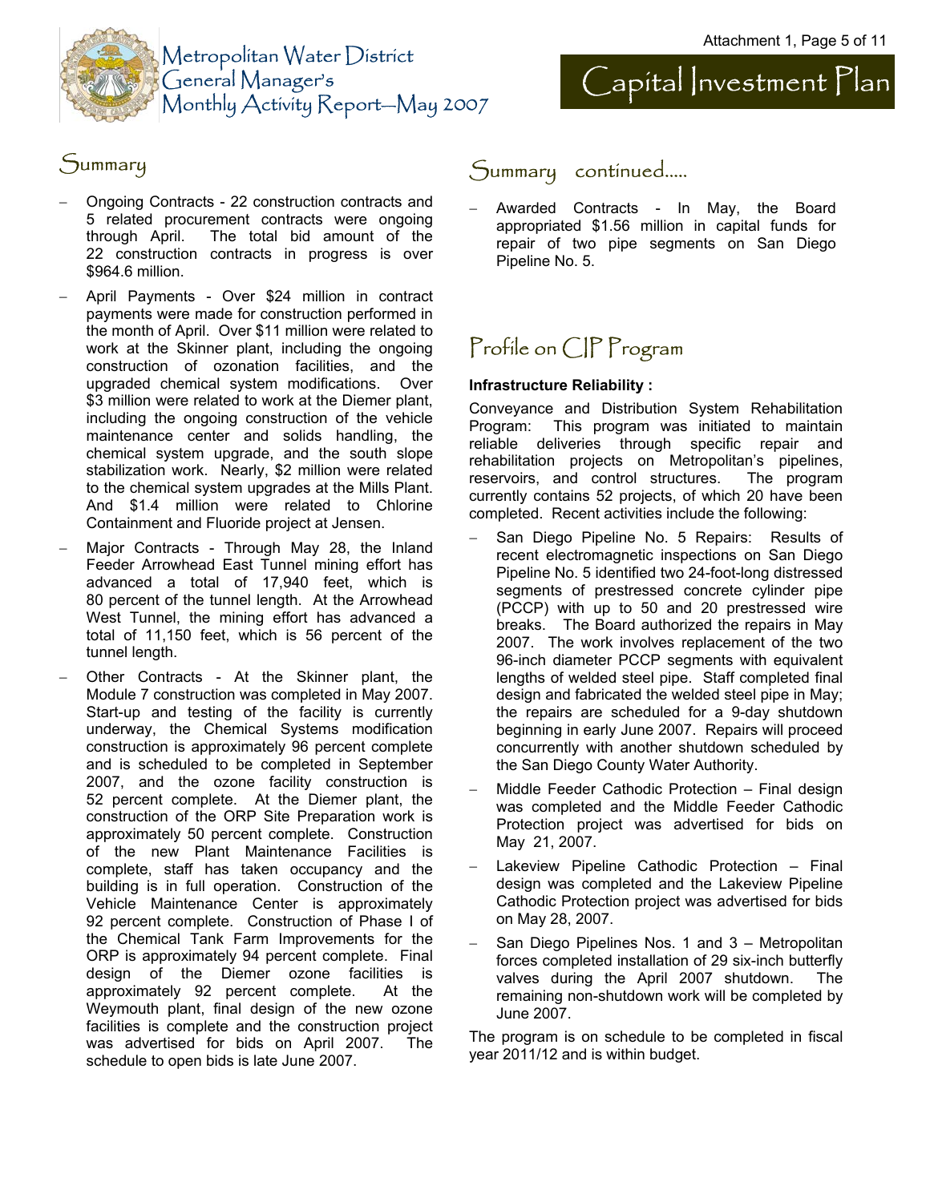# Metropolitan Water District General Manager's Monthly Activity Report—May 2007

# Capital Investment Plan

## Summary

- Ongoing Contracts - 22 construction contracts and 5 related procurement contracts were ongoing through April. The total bid amount of the 22 construction contracts in progress is over $964.6 million.
- April Payments - Over $24 million in contract payments were made for construction performed in the month of April. Over $11 million were related to work at the Skinner plant, including the ongoing construction of ozonation facilities, and the upgraded chemical system modifications. Over $3 million were related to work at the Diemer plant, including the ongoing construction of the vehicle maintenance center and solids handling, the chemical system upgrade, and the south slope stabilization work. Nearly, $2 million were related to the chemical system upgrades at the Mills Plant. And $1.4 million were related to Chlorine Containment and Fluoride project at Jensen.
- Major Contracts - Through May 28, the Inland Feeder Arrowhead East Tunnel mining effort has advanced a total of 17,940 feet, which is 80 percent of the tunnel length. At the Arrowhead West Tunnel, the mining effort has advanced a total of 11,150 feet, which is 56 percent of the tunnel length.
- Other Contracts - At the Skinner plant, the Module 7 construction was completed in May 2007. Start-up and testing of the facility is currently underway, the Chemical Systems modification construction is approximately 96 percent complete and is scheduled to be completed in September 2007, and the ozone facility construction is 52 percent complete. At the Diemer plant, the construction of the ORP Site Preparation work is approximately 50 percent complete. Construction of the new Plant Maintenance Facilities is complete, staff has taken occupancy and the building is in full operation. Construction of the Vehicle Maintenance Center is approximately 92 percent complete. Construction of Phase I of the Chemical Tank Farm Improvements for the ORP is approximately 94 percent complete. Final design of the Diemer ozone facilities is approximately 92 percent complete. At the Weymouth plant, final design of the new ozone facilities is complete and the construction project was advertised for bids on April 2007. The schedule to open bids is late June 2007.

## Summary continued.....

- Awarded Contracts - In May, the Board appropriated $1.56 million in capital funds for repair of two pipe segments on San Diego Pipeline No. 5.

## Profile on CIP Program

**Infrastructure Reliability :**

Conveyance and Distribution System Rehabilitation Program: This program was initiated to maintain reliable deliveries through specific repair and rehabilitation projects on Metropolitan's pipelines, reservoirs, and control structures. The program currently contains 52 projects, of which 20 have been completed. Recent activities include the following:

- San Diego Pipeline No. 5 Repairs: Results of recent electromagnetic inspections on San Diego Pipeline No. 5 identified two 24-foot-long distressed segments of prestressed concrete cylinder pipe (PCCP) with up to 50 and 20 prestressed wire breaks. The Board authorized the repairs in May 2007. The work involves replacement of the two 96-inch diameter PCCP segments with equivalent lengths of welded steel pipe. Staff completed final design and fabricated the welded steel pipe in May; the repairs are scheduled for a 9-day shutdown beginning in early June 2007. Repairs will proceed concurrently with another shutdown scheduled by the San Diego County Water Authority.
- Middle Feeder Cathodic Protection – Final design was completed and the Middle Feeder Cathodic Protection project was advertised for bids on May 21, 2007.
- Lakeview Pipeline Cathodic Protection – Final design was completed and the Lakeview Pipeline Cathodic Protection project was advertised for bids on May 28, 2007.
- San Diego Pipelines Nos. 1 and 3 – Metropolitan forces completed installation of 29 six-inch butterfly valves during the April 2007 shutdown. The remaining non-shutdown work will be completed by June 2007.

The program is on schedule to be completed in fiscal year 2011/12 and is within budget.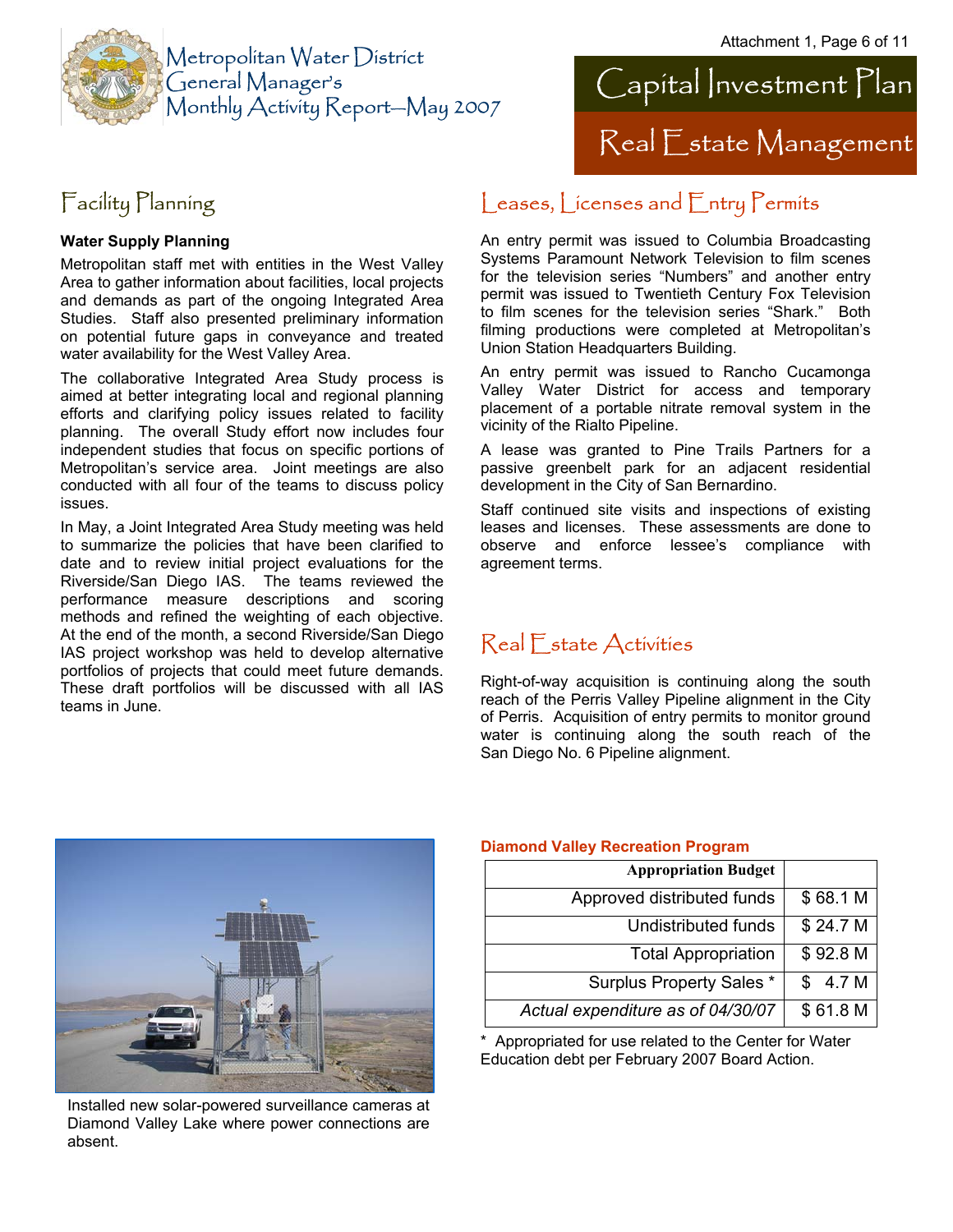# Metropolitan Water District General Manager's Monthly Activity Report—May 2007

# Capital Investment Plan

## Real Estate Management

## Facility Planning

**Water Supply Planning**

Metropolitan staff met with entities in the West Valley Area to gather information about facilities, local projects and demands as part of the ongoing Integrated Area Studies. Staff also presented preliminary information on potential future gaps in conveyance and treated water availability for the West Valley Area.

The collaborative Integrated Area Study process is aimed at better integrating local and regional planning efforts and clarifying policy issues related to facility planning. The overall Study effort now includes four independent studies that focus on specific portions of Metropolitan's service area. Joint meetings are also conducted with all four of the teams to discuss policy issues.

In May, a Joint Integrated Area Study meeting was held to summarize the policies that have been clarified to date and to review initial project evaluations for the Riverside/San Diego IAS. The teams reviewed the performance measure descriptions and scoring methods and refined the weighting of each objective. At the end of the month, a second Riverside/San Diego IAS project workshop was held to develop alternative portfolios of projects that could meet future demands. These draft portfolios will be discussed with all IAS teams in June.

Installed new solar-powered surveillance cameras at Diamond Valley Lake where power connections are absent.

## Leases, Licenses and Entry Permits

An entry permit was issued to Columbia Broadcasting Systems Paramount Network Television to film scenes for the television series "Numbers" and another entry permit was issued to Twentieth Century Fox Television to film scenes for the television series "Shark." Both filming productions were completed at Metropolitan's Union Station Headquarters Building.

An entry permit was issued to Rancho Cucamonga Valley Water District for access and temporary placement of a portable nitrate removal system in the vicinity of the Rialto Pipeline.

A lease was granted to Pine Trails Partners for a passive greenbelt park for an adjacent residential development in the City of San Bernardino.

Staff continued site visits and inspections of existing leases and licenses. These assessments are done to observe and enforce lessee's compliance with agreement terms.

## Real Estate Activities

Right-of-way acquisition is continuing along the south reach of the Perris Valley Pipeline alignment in the City of Perris. Acquisition of entry permits to monitor ground water is continuing along the south reach of the San Diego No. 6 Pipeline alignment.

**Diamond Valley Recreation Program**

| Appropriation Budget | |
|---|---|
| Approved distributed funds | $ 68.1 M |
| Undistributed funds | $ 24.7 M |
| Total Appropriation | $ 92.8 M |
| Surplus Property Sales * | $ 4.7 M |
| *Actual expenditure as of 04/30/07* | $ 61.8 M |

\* Appropriated for use related to the Center for Water Education debt per February 2007 Board Action.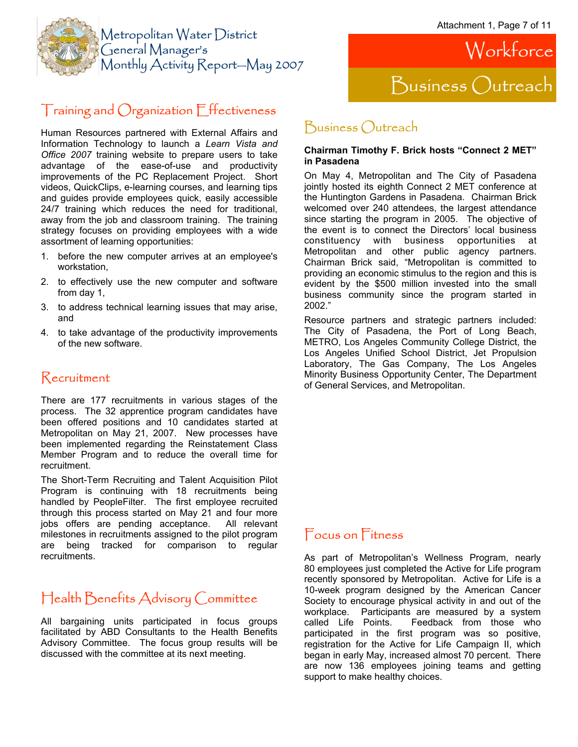# Workforce

# Business Outreach

## Training and Organization Effectiveness

Human Resources partnered with External Affairs and Information Technology to launch a *Learn Vista and Office 2007* training website to prepare users to take advantage of the ease-of-use and productivity improvements of the PC Replacement Project. Short videos, QuickClips, e-learning courses, and learning tips and guides provide employees quick, easily accessible 24/7 training which reduces the need for traditional, away from the job and classroom training. The training strategy focuses on providing employees with a wide assortment of learning opportunities:

1. before the new computer arrives at an employee's workstation,
2. to effectively use the new computer and software from day 1,
3. to address technical learning issues that may arise, and
4. to take advantage of the productivity improvements of the new software.

## Recruitment

There are 177 recruitments in various stages of the process. The 32 apprentice program candidates have been offered positions and 10 candidates started at Metropolitan on May 21, 2007. New processes have been implemented regarding the Reinstatement Class Member Program and to reduce the overall time for recruitment.

The Short-Term Recruiting and Talent Acquisition Pilot Program is continuing with 18 recruitments being handled by PeopleFilter. The first employee recruited through this process started on May 21 and four more jobs offers are pending acceptance. All relevant milestones in recruitments assigned to the pilot program are being tracked for comparison to regular recruitments.

## Health Benefits Advisory Committee

All bargaining units participated in focus groups facilitated by ABD Consultants to the Health Benefits Advisory Committee. The focus group results will be discussed with the committee at its next meeting.

## Business Outreach

**Chairman Timothy F. Brick hosts "Connect 2 MET" in Pasadena**

On May 4, Metropolitan and The City of Pasadena jointly hosted its eighth Connect 2 MET conference at the Huntington Gardens in Pasadena. Chairman Brick welcomed over 240 attendees, the largest attendance since starting the program in 2005. The objective of the event is to connect the Directors' local business constituency with business opportunities at Metropolitan and other public agency partners. Chairman Brick said, "Metropolitan is committed to providing an economic stimulus to the region and this is evident by the $500 million invested into the small business community since the program started in 2002."

Resource partners and strategic partners included: The City of Pasadena, the Port of Long Beach, METRO, Los Angeles Community College District, the Los Angeles Unified School District, Jet Propulsion Laboratory, The Gas Company, The Los Angeles Minority Business Opportunity Center, The Department of General Services, and Metropolitan.

## Focus on Fitness

As part of Metropolitan's Wellness Program, nearly 80 employees just completed the Active for Life program recently sponsored by Metropolitan. Active for Life is a 10-week program designed by the American Cancer Society to encourage physical activity in and out of the workplace. Participants are measured by a system called Life Points. Feedback from those who participated in the first program was so positive, registration for the Active for Life Campaign II, which began in early May, increased almost 70 percent. There are now 136 employees joining teams and getting support to make healthy choices.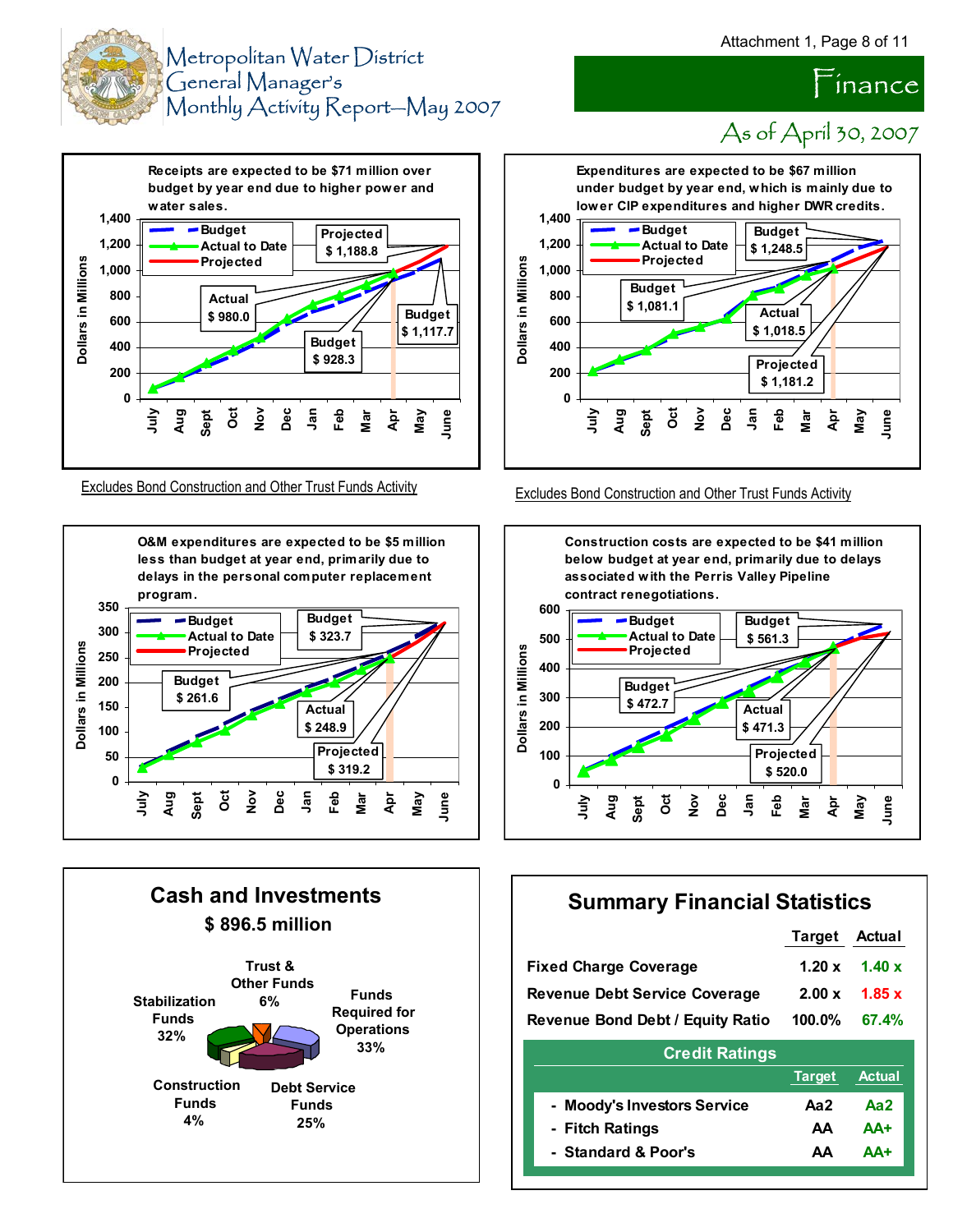# Metropolitan Water District General Manager's Monthly Activity Report—May 2007

## Finance

### As of April 30, 2007

Receipts are expected to be $71 million over budget by year end due to higher power and water sales.

- Budget
- Actual to Date
- Projected

Projected $ 1,188.8 | Actual $ 980.0 | Budget $ 1,117.7 | Budget $ 928.3

Excludes Bond Construction and Other Trust Funds Activity

Expenditures are expected to be $67 million under budget by year end, which is mainly due to lower CIP expenditures and higher DWR credits.

- Budget
- Actual to Date
- Projected

Budget $ 1,248.5 | Budget $ 1,081.1 | Actual $ 1,018.5 | Projected $ 1,181.2

Excludes Bond Construction and Other Trust Funds Activity

O&M expenditures are expected to be $5 million less than budget at year end, primarily due to delays in the personal computer replacement program.

- Budget
- Actual to Date
- Projected

Budget $ 323.7 | Budget $ 261.6 | Actual $ 248.9 | Projected $ 319.2

Construction costs are expected to be $41 million below budget at year end, primarily due to delays associated with the Perris Valley Pipeline contract renegotiations.

- Budget
- Actual to Date
- Projected

Budget $ 561.3 | Budget $ 472.7 | Actual $ 471.3 | Projected $ 520.0

## Cash and Investments

**$ 896.5 million**

- Trust & Other Funds 6%
- Funds Required for Operations 33%
- Debt Service Funds 25%
- Construction Funds 4%
- Stabilization Funds 32%

## Summary Financial Statistics

| | Target | Actual |
|---|---|---|
| Fixed Charge Coverage | 1.20 x | 1.40 x |
| Revenue Debt Service Coverage | 2.00 x | 1.85 x |
| Revenue Bond Debt / Equity Ratio | 100.0% | 67.4% |

**Credit Ratings**

| | Target | Actual |
|---|---|---|
| - Moody's Investors Service | Aa2 | Aa2 |
| - Fitch Ratings | AA | AA+ |
| - Standard & Poor's | AA | AA+ |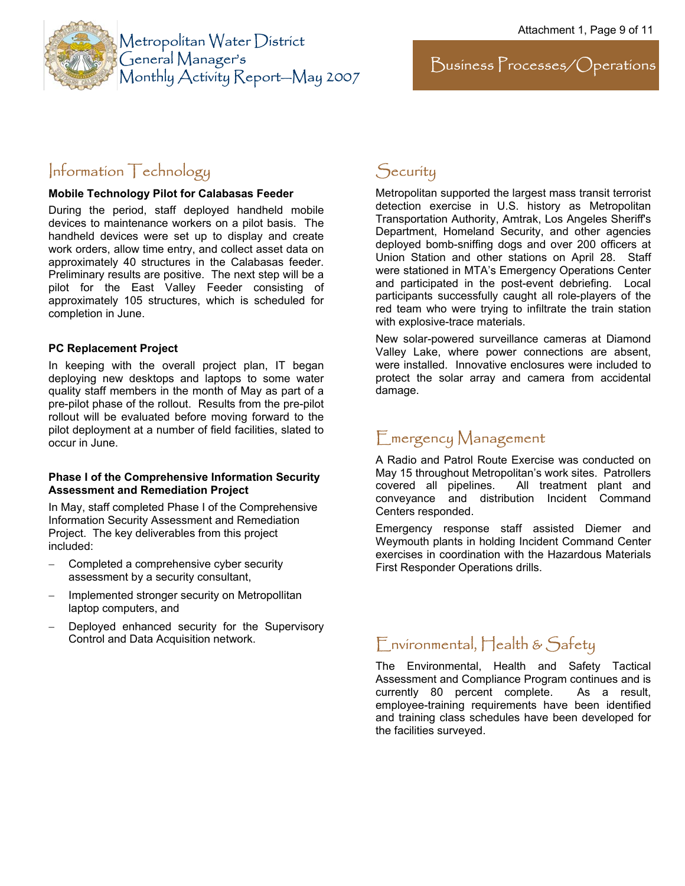# Business Processes/Operations

## Information Technology

**Mobile Technology Pilot for Calabasas Feeder**

During the period, staff deployed handheld mobile devices to maintenance workers on a pilot basis. The handheld devices were set up to display and create work orders, allow time entry, and collect asset data on approximately 40 structures in the Calabasas feeder. Preliminary results are positive. The next step will be a pilot for the East Valley Feeder consisting of approximately 105 structures, which is scheduled for completion in June.

**PC Replacement Project**

In keeping with the overall project plan, IT began deploying new desktops and laptops to some water quality staff members in the month of May as part of a pre-pilot phase of the rollout. Results from the pre-pilot rollout will be evaluated before moving forward to the pilot deployment at a number of field facilities, slated to occur in June.

**Phase I of the Comprehensive Information Security Assessment and Remediation Project**

In May, staff completed Phase I of the Comprehensive Information Security Assessment and Remediation Project. The key deliverables from this project included:

- Completed a comprehensive cyber security assessment by a security consultant,
- Implemented stronger security on Metropollitan laptop computers, and
- Deployed enhanced security for the Supervisory Control and Data Acquisition network.

## Security

Metropolitan supported the largest mass transit terrorist detection exercise in U.S. history as Metropolitan Transportation Authority, Amtrak, Los Angeles Sheriff's Department, Homeland Security, and other agencies deployed bomb-sniffing dogs and over 200 officers at Union Station and other stations on April 28. Staff were stationed in MTA's Emergency Operations Center and participated in the post-event debriefing. Local participants successfully caught all role-players of the red team who were trying to infiltrate the train station with explosive-trace materials.

New solar-powered surveillance cameras at Diamond Valley Lake, where power connections are absent, were installed. Innovative enclosures were included to protect the solar array and camera from accidental damage.

## Emergency Management

A Radio and Patrol Route Exercise was conducted on May 15 throughout Metropolitan's work sites. Patrollers covered all pipelines. All treatment plant and conveyance and distribution Incident Command Centers responded.

Emergency response staff assisted Diemer and Weymouth plants in holding Incident Command Center exercises in coordination with the Hazardous Materials First Responder Operations drills.

## Environmental, Health & Safety

The Environmental, Health and Safety Tactical Assessment and Compliance Program continues and is currently 80 percent complete. As a result, employee-training requirements have been identified and training class schedules have been developed for the facilities surveyed.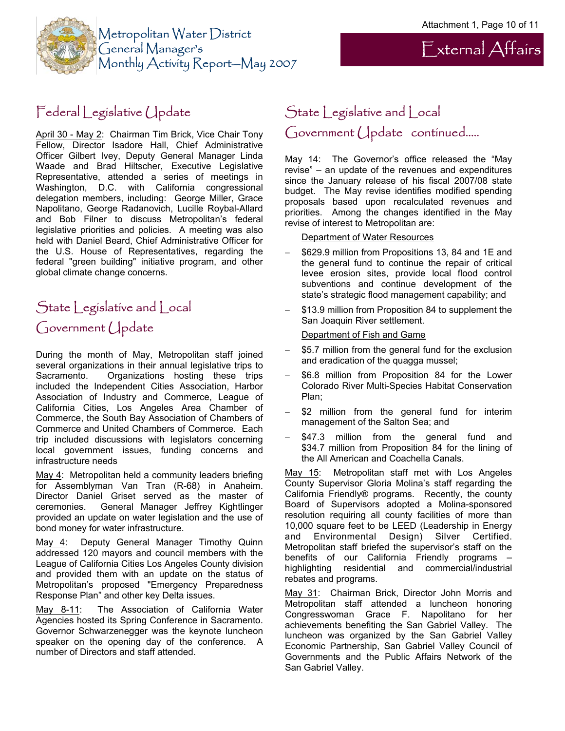## Federal Legislative Update

April 30 - May 2: Chairman Tim Brick, Vice Chair Tony Fellow, Director Isadore Hall, Chief Administrative Officer Gilbert Ivey, Deputy General Manager Linda Waade and Brad Hiltscher, Executive Legislative Representative, attended a series of meetings in Washington, D.C. with California congressional delegation members, including: George Miller, Grace Napolitano, George Radanovich, Lucille Roybal-Allard and Bob Filner to discuss Metropolitan's federal legislative priorities and policies. A meeting was also held with Daniel Beard, Chief Administrative Officer for the U.S. House of Representatives, regarding the federal "green building" initiative program, and other global climate change concerns.

## State Legislative and Local Government Update

During the month of May, Metropolitan staff joined several organizations in their annual legislative trips to Sacramento. Organizations hosting these trips included the Independent Cities Association, Harbor Association of Industry and Commerce, League of California Cities, Los Angeles Area Chamber of Commerce, the South Bay Association of Chambers of Commerce and United Chambers of Commerce. Each trip included discussions with legislators concerning local government issues, funding concerns and infrastructure needs

May 4: Metropolitan held a community leaders briefing for Assemblyman Van Tran (R-68) in Anaheim. Director Daniel Griset served as the master of ceremonies. General Manager Jeffrey Kightlinger provided an update on water legislation and the use of bond money for water infrastructure.

May 4: Deputy General Manager Timothy Quinn addressed 120 mayors and council members with the League of California Cities Los Angeles County division and provided them with an update on the status of Metropolitan's proposed "Emergency Preparedness Response Plan" and other key Delta issues.

May 8-11: The Association of California Water Agencies hosted its Spring Conference in Sacramento. Governor Schwarzenegger was the keynote luncheon speaker on the opening day of the conference. A number of Directors and staff attended.

## State Legislative and Local Government Update continued.....

May 14: The Governor's office released the "May revise" – an update of the revenues and expenditures since the January release of his fiscal 2007/08 state budget. The May revise identifies modified spending proposals based upon recalculated revenues and priorities. Among the changes identified in the May revise of interest to Metropolitan are:

Department of Water Resources

- $629.9 million from Propositions 13, 84 and 1E and the general fund to continue the repair of critical levee erosion sites, provide local flood control subventions and continue development of the state's strategic flood management capability; and
- $13.9 million from Proposition 84 to supplement the San Joaquin River settlement.

Department of Fish and Game

- $5.7 million from the general fund for the exclusion and eradication of the quagga mussel;
- $6.8 million from Proposition 84 for the Lower Colorado River Multi-Species Habitat Conservation Plan;
- $2 million from the general fund for interim management of the Salton Sea; and
- $47.3 million from the general fund and $34.7 million from Proposition 84 for the lining of the All American and Coachella Canals.

May 15: Metropolitan staff met with Los Angeles County Supervisor Gloria Molina's staff regarding the California Friendly® programs. Recently, the county Board of Supervisors adopted a Molina-sponsored resolution requiring all county facilities of more than 10,000 square feet to be LEED (Leadership in Energy and Environmental Design) Silver Certified. Metropolitan staff briefed the supervisor's staff on the benefits of our California Friendly programs – highlighting residential and commercial/industrial rebates and programs.

May 31: Chairman Brick, Director John Morris and Metropolitan staff attended a luncheon honoring Congresswoman Grace F. Napolitano for her achievements benefiting the San Gabriel Valley. The luncheon was organized by the San Gabriel Valley Economic Partnership, San Gabriel Valley Council of Governments and the Public Affairs Network of the San Gabriel Valley.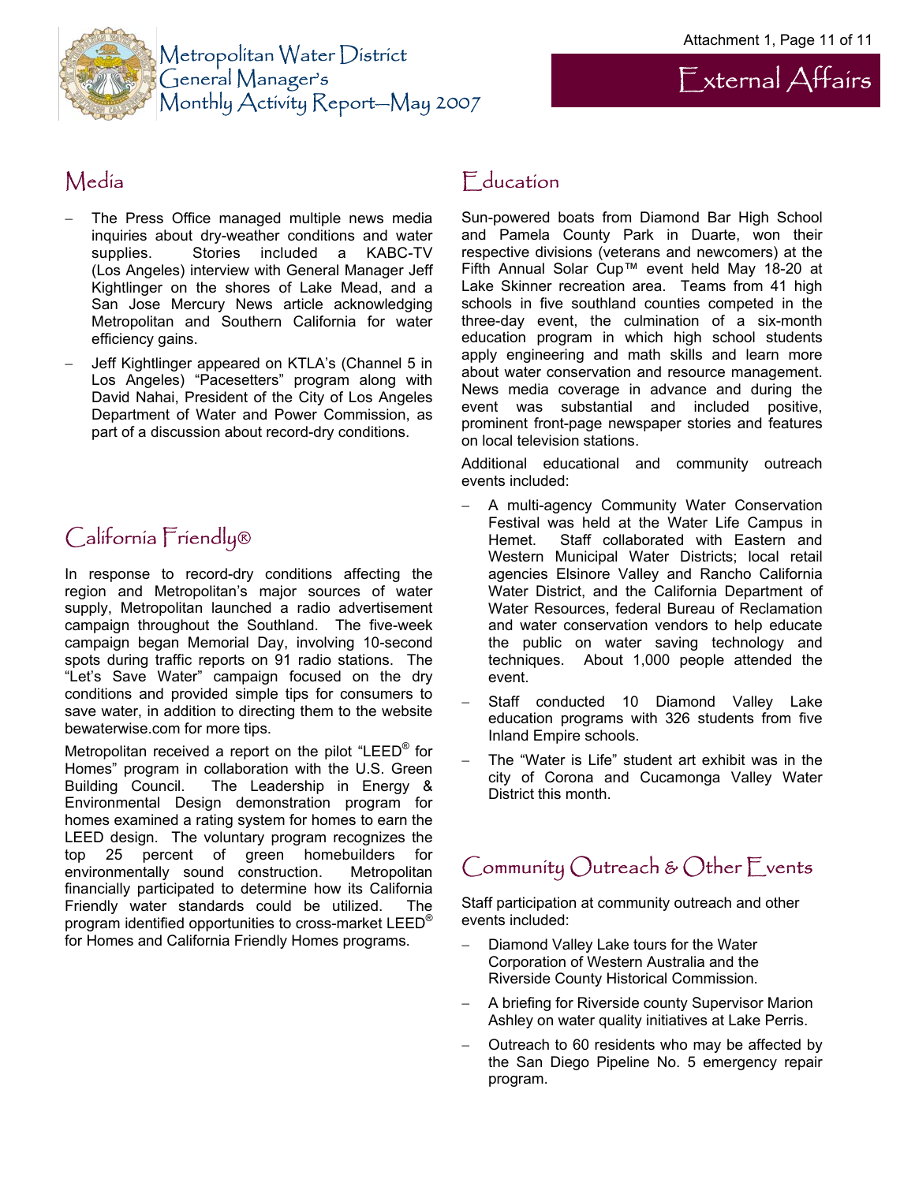## Media

- The Press Office managed multiple news media inquiries about dry-weather conditions and water supplies. Stories included a KABC-TV (Los Angeles) interview with General Manager Jeff Kightlinger on the shores of Lake Mead, and a San Jose Mercury News article acknowledging Metropolitan and Southern California for water efficiency gains.
- Jeff Kightlinger appeared on KTLA's (Channel 5 in Los Angeles) "Pacesetters" program along with David Nahai, President of the City of Los Angeles Department of Water and Power Commission, as part of a discussion about record-dry conditions.

## California Friendly®

In response to record-dry conditions affecting the region and Metropolitan's major sources of water supply, Metropolitan launched a radio advertisement campaign throughout the Southland. The five-week campaign began Memorial Day, involving 10-second spots during traffic reports on 91 radio stations. The "Let's Save Water" campaign focused on the dry conditions and provided simple tips for consumers to save water, in addition to directing them to the website bewaterwise.com for more tips.

Metropolitan received a report on the pilot "LEED® for Homes" program in collaboration with the U.S. Green Building Council. The Leadership in Energy & Environmental Design demonstration program for homes examined a rating system for homes to earn the LEED design. The voluntary program recognizes the top 25 percent of green homebuilders for environmentally sound construction. Metropolitan financially participated to determine how its California Friendly water standards could be utilized. The program identified opportunities to cross-market LEED® for Homes and California Friendly Homes programs.

## Education

Sun-powered boats from Diamond Bar High School and Pamela County Park in Duarte, won their respective divisions (veterans and newcomers) at the Fifth Annual Solar Cup™ event held May 18-20 at Lake Skinner recreation area. Teams from 41 high schools in five southland counties competed in the three-day event, the culmination of a six-month education program in which high school students apply engineering and math skills and learn more about water conservation and resource management. News media coverage in advance and during the event was substantial and included positive, prominent front-page newspaper stories and features on local television stations.

Additional educational and community outreach events included:

- A multi-agency Community Water Conservation Festival was held at the Water Life Campus in Hemet. Staff collaborated with Eastern and Western Municipal Water Districts; local retail agencies Elsinore Valley and Rancho California Water District, and the California Department of Water Resources, federal Bureau of Reclamation and water conservation vendors to help educate the public on water saving technology and techniques. About 1,000 people attended the event.
- Staff conducted 10 Diamond Valley Lake education programs with 326 students from five Inland Empire schools.
- The "Water is Life" student art exhibit was in the city of Corona and Cucamonga Valley Water District this month.

## Community Outreach & Other Events

Staff participation at community outreach and other events included:

- Diamond Valley Lake tours for the Water Corporation of Western Australia and the Riverside County Historical Commission.
- A briefing for Riverside county Supervisor Marion Ashley on water quality initiatives at Lake Perris.
- Outreach to 60 residents who may be affected by the San Diego Pipeline No. 5 emergency repair program.